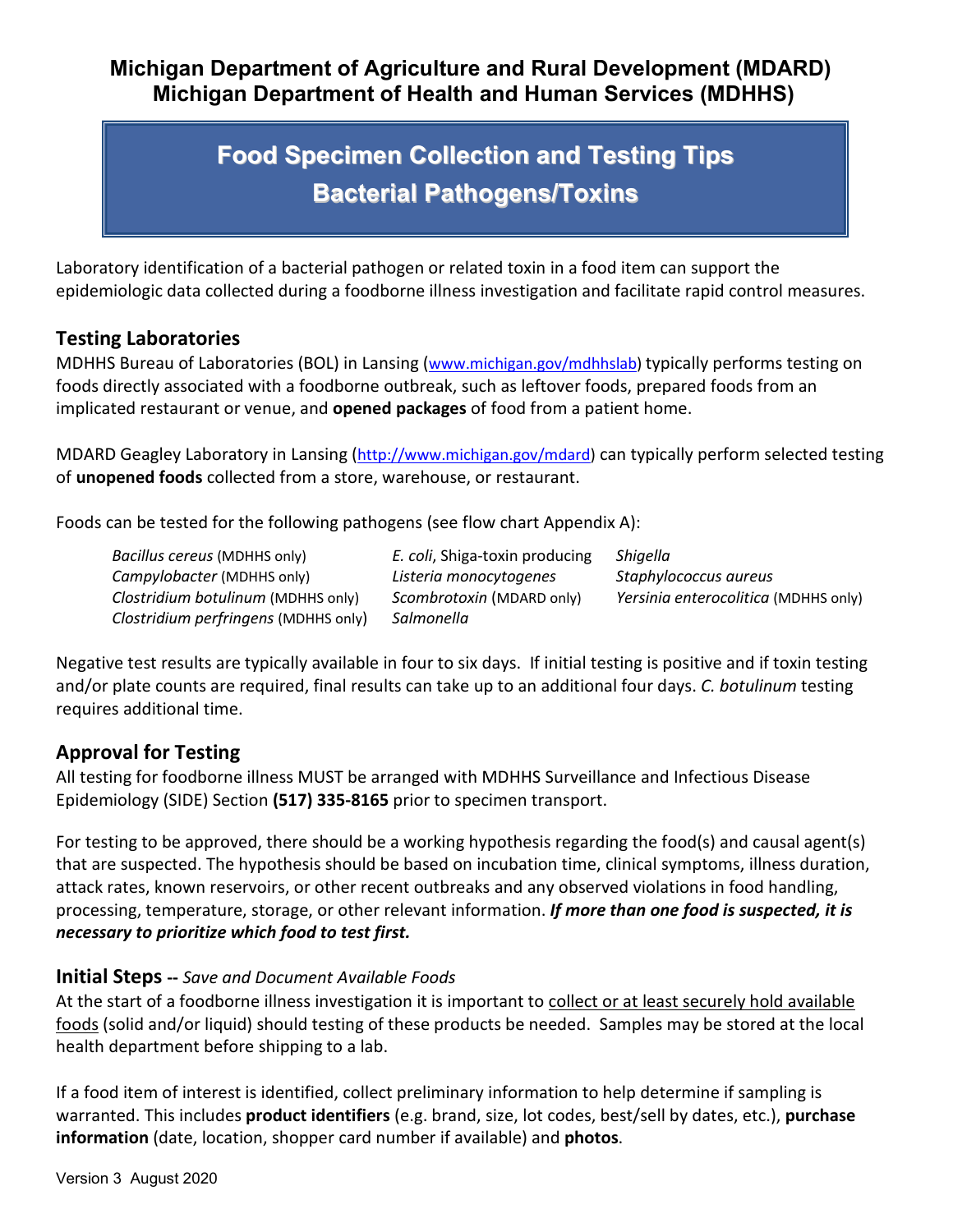## Michigan Department of Agriculture and Rural Development (MDARD)
## Michigan Department of Health and Human Services (MDHHS)

# Food Specimen Collection and Testing Tips
# Bacterial Pathogens/Toxins

Laboratory identification of a bacterial pathogen or related toxin in a food item can support the epidemiologic data collected during a foodborne illness investigation and facilitate rapid control measures.

## Testing Laboratories

MDHHS Bureau of Laboratories (BOL) in Lansing (www.michigan.gov/mdhhslab) typically performs testing on foods directly associated with a foodborne outbreak, such as leftover foods, prepared foods from an implicated restaurant or venue, and **opened packages** of food from a patient home.

MDARD Geagley Laboratory in Lansing (http://www.michigan.gov/mdard) can typically perform selected testing of **unopened foods** collected from a store, warehouse, or restaurant.

Foods can be tested for the following pathogens (see flow chart Appendix A):

- *Bacillus cereus* (MDHHS only)
- *Campylobacter* (MDHHS only)
- *Clostridium botulinum* (MDHHS only)
- *Clostridium perfringens* (MDHHS only)
- *E. coli*, Shiga-toxin producing
- *Listeria monocytogenes*
- *Scombrotoxin* (MDARD only)
- *Salmonella*
- *Shigella*
- *Staphylococcus aureus*
- *Yersinia enterocolitica* (MDHHS only)

Negative test results are typically available in four to six days. If initial testing is positive and if toxin testing and/or plate counts are required, final results can take up to an additional four days. *C. botulinum* testing requires additional time.

## Approval for Testing

All testing for foodborne illness MUST be arranged with MDHHS Surveillance and Infectious Disease Epidemiology (SIDE) Section **(517) 335-8165** prior to specimen transport.

For testing to be approved, there should be a working hypothesis regarding the food(s) and causal agent(s) that are suspected. The hypothesis should be based on incubation time, clinical symptoms, illness duration, attack rates, known reservoirs, or other recent outbreaks and any observed violations in food handling, processing, temperature, storage, or other relevant information. ***If more than one food is suspected, it is necessary to prioritize which food to test first.***

## Initial Steps -- *Save and Document Available Foods*

At the start of a foodborne illness investigation it is important to collect or at least securely hold available foods (solid and/or liquid) should testing of these products be needed. Samples may be stored at the local health department before shipping to a lab.

If a food item of interest is identified, collect preliminary information to help determine if sampling is warranted. This includes **product identifiers** (e.g. brand, size, lot codes, best/sell by dates, etc.), **purchase information** (date, location, shopper card number if available) and **photos**.

Version 3 August 2020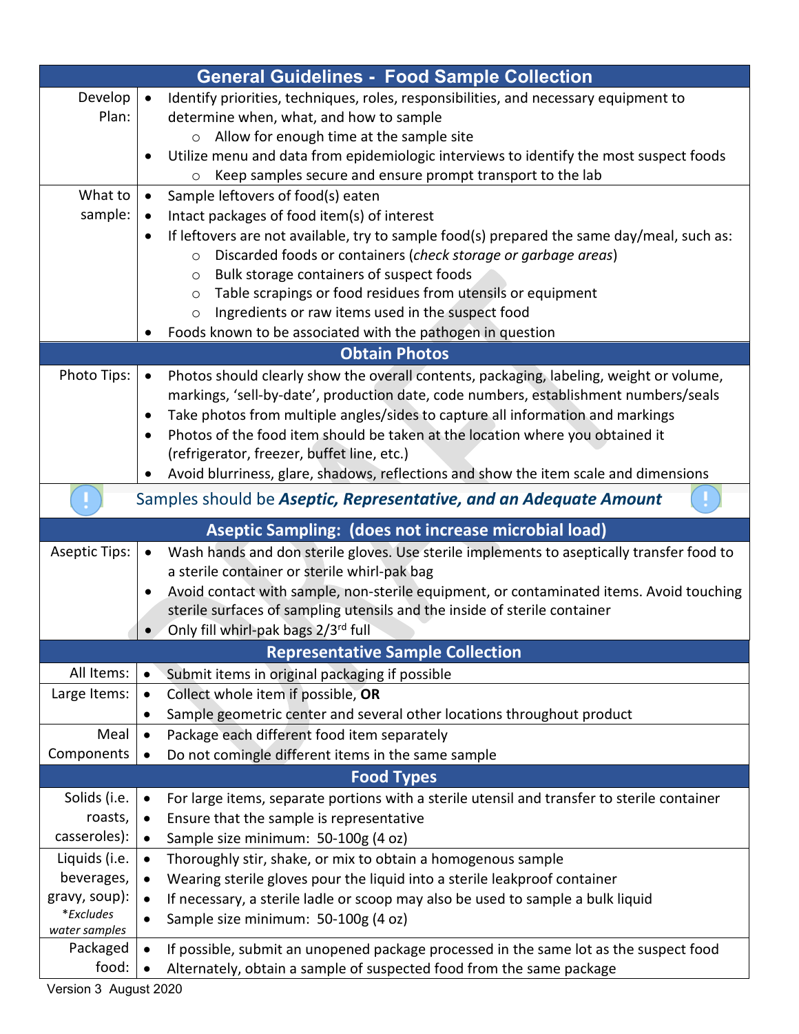## General Guidelines - Food Sample Collection

| | |
|---|---|
| Develop Plan: | • Identify priorities, techniques, roles, responsibilities, and necessary equipment to determine when, what, and how to sample<br>&nbsp;&nbsp;&nbsp;&nbsp;○ Allow for enough time at the sample site<br>• Utilize menu and data from epidemiologic interviews to identify the most suspect foods<br>&nbsp;&nbsp;&nbsp;&nbsp;○ Keep samples secure and ensure prompt transport to the lab |
| What to sample: | • Sample leftovers of food(s) eaten<br>• Intact packages of food item(s) of interest<br>• If leftovers are not available, try to sample food(s) prepared the same day/meal, such as:<br>&nbsp;&nbsp;&nbsp;&nbsp;○ Discarded foods or containers (*check storage or garbage areas*)<br>&nbsp;&nbsp;&nbsp;&nbsp;○ Bulk storage containers of suspect foods<br>&nbsp;&nbsp;&nbsp;&nbsp;○ Table scrapings or food residues from utensils or equipment<br>&nbsp;&nbsp;&nbsp;&nbsp;○ Ingredients or raw items used in the suspect food<br>• Foods known to be associated with the pathogen in question |

## Obtain Photos

| | |
|---|---|
| Photo Tips: | • Photos should clearly show the overall contents, packaging, labeling, weight or volume, markings, 'sell-by-date', production date, code numbers, establishment numbers/seals<br>• Take photos from multiple angles/sides to capture all information and markings<br>• Photos of the food item should be taken at the location where you obtained it (refrigerator, freezer, buffet line, etc.)<br>• Avoid blurriness, glare, shadows, reflections and show the item scale and dimensions |

**!** Samples should be ***Aseptic, Representative, and an Adequate Amount*** **!**

## Aseptic Sampling: (does not increase microbial load)

| | |
|---|---|
| Aseptic Tips: | • Wash hands and don sterile gloves. Use sterile implements to aseptically transfer food to a sterile container or sterile whirl-pak bag<br>• Avoid contact with sample, non-sterile equipment, or contaminated items. Avoid touching sterile surfaces of sampling utensils and the inside of sterile container<br>• Only fill whirl-pak bags 2/3rd full |

## Representative Sample Collection

| | |
|---|---|
| All Items: | • Submit items in original packaging if possible |
| Large Items: | • Collect whole item if possible, **OR**<br>• Sample geometric center and several other locations throughout product |
| Meal Components | • Package each different food item separately<br>• Do not comingle different items in the same sample |

## Food Types

| | |
|---|---|
| Solids (i.e. roasts, casseroles): | • For large items, separate portions with a sterile utensil and transfer to sterile container<br>• Ensure that the sample is representative<br>• Sample size minimum: 50-100g (4 oz) |
| Liquids (i.e. beverages, gravy, soup): *\*Excludes water samples* | • Thoroughly stir, shake, or mix to obtain a homogenous sample<br>• Wearing sterile gloves pour the liquid into a sterile leakproof container<br>• If necessary, a sterile ladle or scoop may also be used to sample a bulk liquid<br>• Sample size minimum: 50-100g (4 oz) |
| Packaged food: | • If possible, submit an unopened package processed in the same lot as the suspect food<br>• Alternately, obtain a sample of suspected food from the same package |

Version 3 August 2020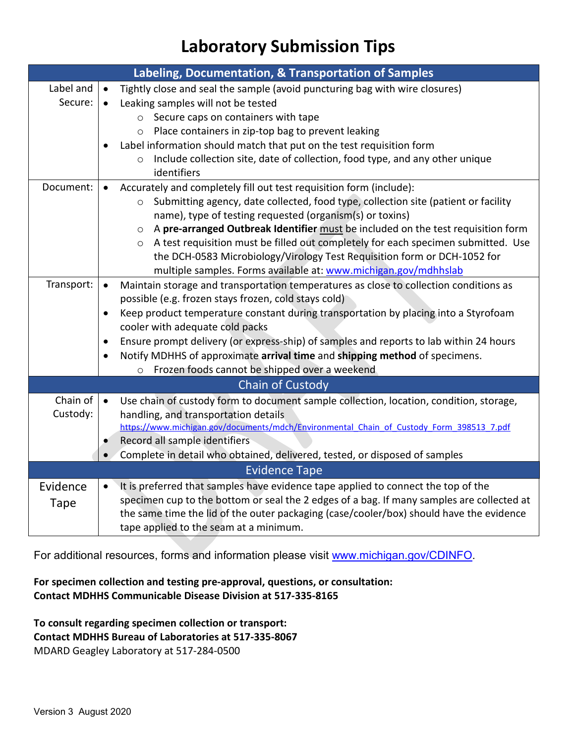# Laboratory Submission Tips

| Labeling, Documentation, & Transportation of Samples | |
|---|---|
| Label and Secure: | • Tightly close and seal the sample (avoid puncturing bag with wire closures)<br>• Leaking samples will not be tested<br>&nbsp;&nbsp;&nbsp;&nbsp;○ Secure caps on containers with tape<br>&nbsp;&nbsp;&nbsp;&nbsp;○ Place containers in zip-top bag to prevent leaking<br>• Label information should match that put on the test requisition form<br>&nbsp;&nbsp;&nbsp;&nbsp;○ Include collection site, date of collection, food type, and any other unique identifiers |
| Document: | • Accurately and completely fill out test requisition form (include):<br>&nbsp;&nbsp;&nbsp;&nbsp;○ Submitting agency, date collected, food type, collection site (patient or facility name), type of testing requested (organism(s) or toxins)<br>&nbsp;&nbsp;&nbsp;&nbsp;○ A **pre-arranged Outbreak Identifier** must be included on the test requisition form<br>&nbsp;&nbsp;&nbsp;&nbsp;○ A test requisition must be filled out completely for each specimen submitted. Use the DCH-0583 Microbiology/Virology Test Requisition form or DCH-1052 for multiple samples. Forms available at: www.michigan.gov/mdhhslab |
| Transport: | • Maintain storage and transportation temperatures as close to collection conditions as possible (e.g. frozen stays frozen, cold stays cold)<br>• Keep product temperature constant during transportation by placing into a Styrofoam cooler with adequate cold packs<br>• Ensure prompt delivery (or express-ship) of samples and reports to lab within 24 hours<br>• Notify MDHHS of approximate **arrival time** and **shipping method** of specimens.<br>&nbsp;&nbsp;&nbsp;&nbsp;○ Frozen foods cannot be shipped over a weekend |
| **Chain of Custody** | |
| Chain of Custody: | • Use chain of custody form to document sample collection, location, condition, storage, handling, and transportation details https://www.michigan.gov/documents/mdch/Environmental_Chain_of_Custody_Form_398513_7.pdf<br>• Record all sample identifiers<br>• Complete in detail who obtained, delivered, tested, or disposed of samples |
| **Evidence Tape** | |
| Evidence Tape | • It is preferred that samples have evidence tape applied to connect the top of the specimen cup to the bottom or seal the 2 edges of a bag. If many samples are collected at the same time the lid of the outer packaging (case/cooler/box) should have the evidence tape applied to the seam at a minimum. |

For additional resources, forms and information please visit www.michigan.gov/CDINFO.

**For specimen collection and testing pre-approval, questions, or consultation:**
**Contact MDHHS Communicable Disease Division at 517-335-8165**

**To consult regarding specimen collection or transport:**
**Contact MDHHS Bureau of Laboratories at 517-335-8067**
MDARD Geagley Laboratory at 517-284-0500

Version 3 August 2020